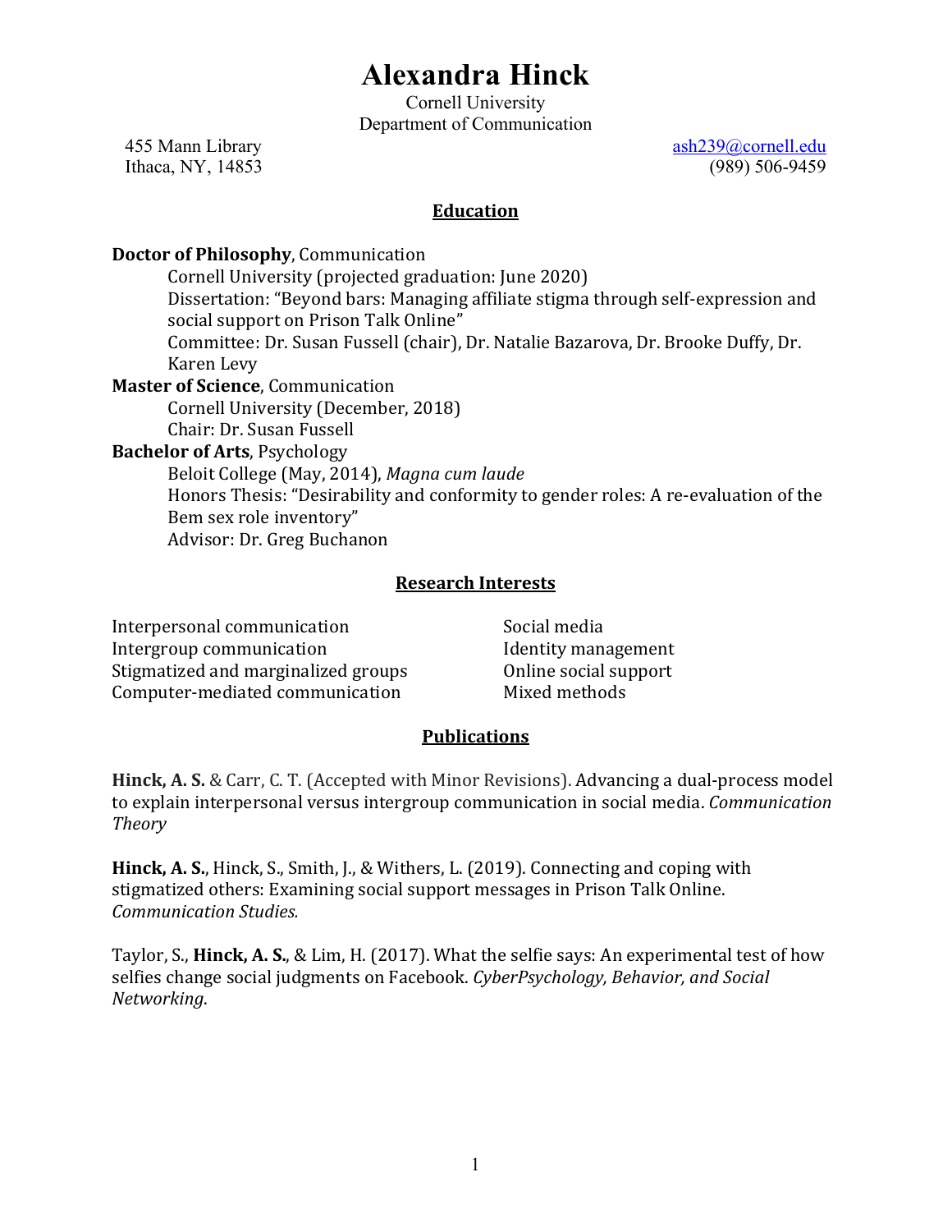# Alexandra Hinck

Cornell University
Department of Communication

455 Mann Library
Ithaca, NY, 14853

ash239@cornell.edu
(989) 506-9459

## Education

**Doctor of Philosophy**, Communication
Cornell University (projected graduation: June 2020)
Dissertation: "Beyond bars: Managing affiliate stigma through self-expression and social support on Prison Talk Online"
Committee: Dr. Susan Fussell (chair), Dr. Natalie Bazarova, Dr. Brooke Duffy, Dr. Karen Levy

**Master of Science**, Communication
Cornell University (December, 2018)
Chair: Dr. Susan Fussell

**Bachelor of Arts**, Psychology
Beloit College (May, 2014), *Magna cum laude*
Honors Thesis: "Desirability and conformity to gender roles: A re-evaluation of the Bem sex role inventory"
Advisor: Dr. Greg Buchanon

## Research Interests

Interpersonal communication
Intergroup communication
Stigmatized and marginalized groups
Computer-mediated communication
Social media
Identity management
Online social support
Mixed methods

## Publications

**Hinck, A. S.** & Carr, C. T. (Accepted with Minor Revisions). Advancing a dual-process model to explain interpersonal versus intergroup communication in social media. *Communication Theory*

**Hinck, A. S.**, Hinck, S., Smith, J., & Withers, L. (2019). Connecting and coping with stigmatized others: Examining social support messages in Prison Talk Online. *Communication Studies.*

Taylor, S., **Hinck, A. S.**, & Lim, H. (2017). What the selfie says: An experimental test of how selfies change social judgments on Facebook. *CyberPsychology, Behavior, and Social Networking*.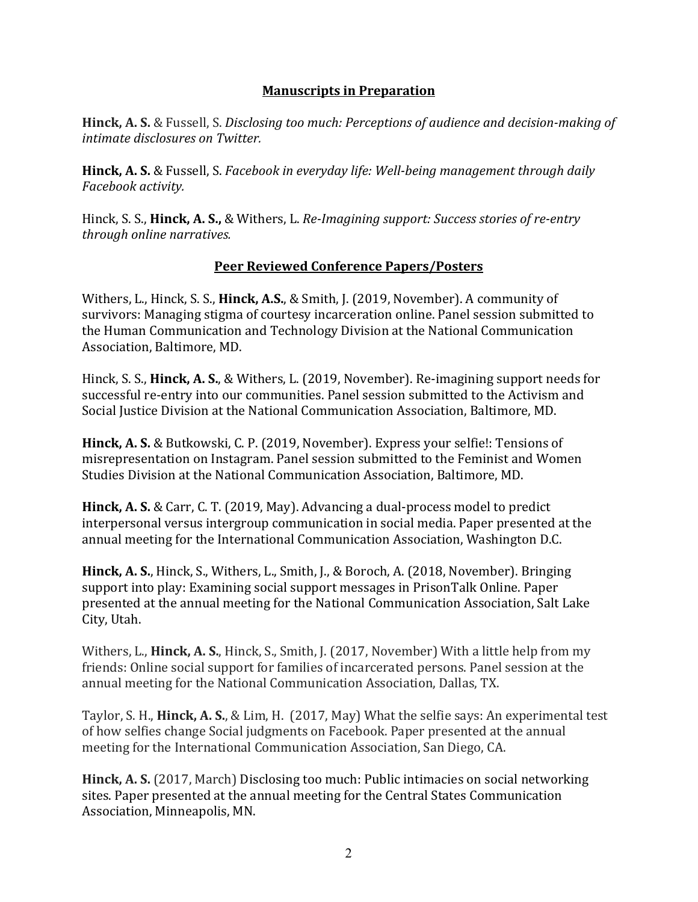## Manuscripts in Preparation

**Hinck, A. S.** & Fussell, S. *Disclosing too much: Perceptions of audience and decision-making of intimate disclosures on Twitter.*

**Hinck, A. S.** & Fussell, S. *Facebook in everyday life: Well-being management through daily Facebook activity.*

Hinck, S. S., **Hinck, A. S.,** & Withers, L. *Re-Imagining support: Success stories of re-entry through online narratives.*

## Peer Reviewed Conference Papers/Posters

Withers, L., Hinck, S. S., **Hinck, A.S.**, & Smith, J. (2019, November). A community of survivors: Managing stigma of courtesy incarceration online. Panel session submitted to the Human Communication and Technology Division at the National Communication Association, Baltimore, MD.

Hinck, S. S., **Hinck, A. S.**, & Withers, L. (2019, November). Re-imagining support needs for successful re-entry into our communities. Panel session submitted to the Activism and Social Justice Division at the National Communication Association, Baltimore, MD.

**Hinck, A. S.** & Butkowski, C. P. (2019, November). Express your selfie!: Tensions of misrepresentation on Instagram. Panel session submitted to the Feminist and Women Studies Division at the National Communication Association, Baltimore, MD.

**Hinck, A. S.** & Carr, C. T. (2019, May). Advancing a dual-process model to predict interpersonal versus intergroup communication in social media. Paper presented at the annual meeting for the International Communication Association, Washington D.C.

**Hinck, A. S.**, Hinck, S., Withers, L., Smith, J., & Boroch, A. (2018, November). Bringing support into play: Examining social support messages in PrisonTalk Online. Paper presented at the annual meeting for the National Communication Association, Salt Lake City, Utah.

Withers, L., **Hinck, A. S.**, Hinck, S., Smith, J. (2017, November) With a little help from my friends: Online social support for families of incarcerated persons. Panel session at the annual meeting for the National Communication Association, Dallas, TX.

Taylor, S. H., **Hinck, A. S.**, & Lim, H. (2017, May) What the selfie says: An experimental test of how selfies change Social judgments on Facebook. Paper presented at the annual meeting for the International Communication Association, San Diego, CA.

**Hinck, A. S.** (2017, March) Disclosing too much: Public intimacies on social networking sites. Paper presented at the annual meeting for the Central States Communication Association, Minneapolis, MN.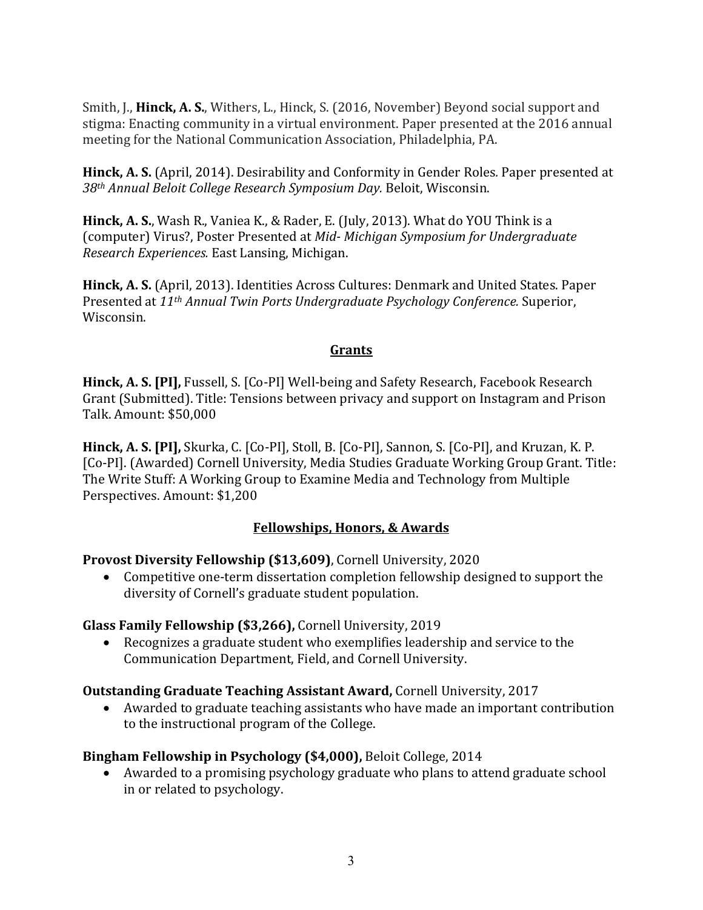Smith, J., **Hinck, A. S.**, Withers, L., Hinck, S. (2016, November) Beyond social support and stigma: Enacting community in a virtual environment. Paper presented at the 2016 annual meeting for the National Communication Association, Philadelphia, PA.

**Hinck, A. S.** (April, 2014). Desirability and Conformity in Gender Roles*.* Paper presented at *38th Annual Beloit College Research Symposium Day.* Beloit, Wisconsin.

**Hinck, A. S.**, Wash R., Vaniea K., & Rader, E. (July, 2013). What do YOU Think is a (computer) Virus?, Poster Presented at *Mid- Michigan Symposium for Undergraduate Research Experiences.* East Lansing, Michigan.

**Hinck, A. S.** (April, 2013). Identities Across Cultures: Denmark and United States. Paper Presented at *11th Annual Twin Ports Undergraduate Psychology Conference.* Superior, Wisconsin.

## Grants

**Hinck, A. S. [PI],** Fussell, S. [Co-PI] Well-being and Safety Research, Facebook Research Grant (Submitted). Title: Tensions between privacy and support on Instagram and Prison Talk. Amount: $50,000

**Hinck, A. S. [PI],** Skurka, C. [Co-PI], Stoll, B. [Co-PI], Sannon, S. [Co-PI], and Kruzan, K. P. [Co-PI]. (Awarded) Cornell University, Media Studies Graduate Working Group Grant. Title: The Write Stuff: A Working Group to Examine Media and Technology from Multiple Perspectives. Amount: $1,200

## Fellowships, Honors, & Awards

**Provost Diversity Fellowship ($13,609)**, Cornell University, 2020

- Competitive one-term dissertation completion fellowship designed to support the diversity of Cornell's graduate student population.

**Glass Family Fellowship ($3,266),** Cornell University, 2019

- Recognizes a graduate student who exemplifies leadership and service to the Communication Department, Field, and Cornell University.

**Outstanding Graduate Teaching Assistant Award,** Cornell University, 2017

- Awarded to graduate teaching assistants who have made an important contribution to the instructional program of the College.

**Bingham Fellowship in Psychology ($4,000),** Beloit College, 2014

- Awarded to a promising psychology graduate who plans to attend graduate school in or related to psychology.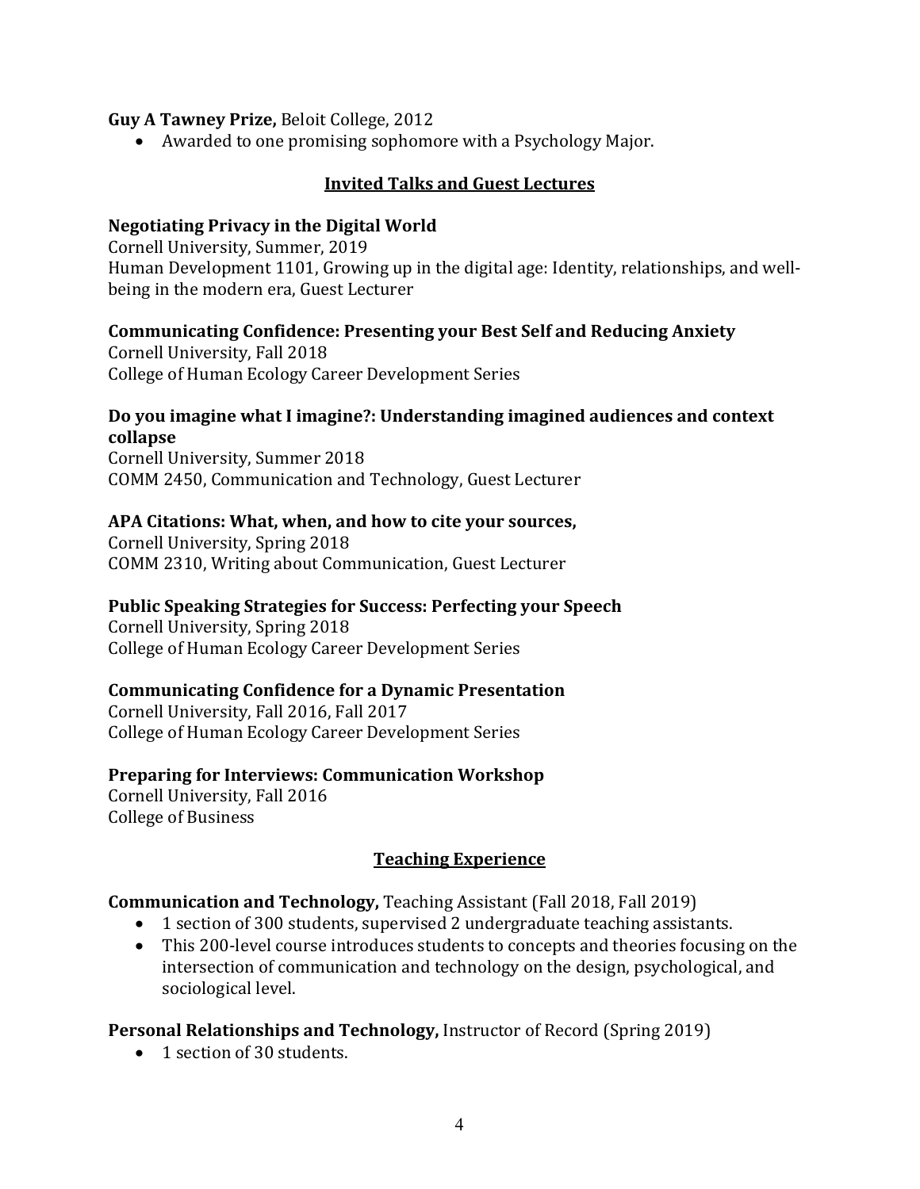**Guy A Tawney Prize,** Beloit College, 2012

- Awarded to one promising sophomore with a Psychology Major.

## Invited Talks and Guest Lectures

**Negotiating Privacy in the Digital World**
Cornell University, Summer, 2019
Human Development 1101, Growing up in the digital age: Identity, relationships, and well-being in the modern era, Guest Lecturer

**Communicating Confidence: Presenting your Best Self and Reducing Anxiety**
Cornell University, Fall 2018
College of Human Ecology Career Development Series

**Do you imagine what I imagine?: Understanding imagined audiences and context collapse**
Cornell University, Summer 2018
COMM 2450, Communication and Technology, Guest Lecturer

**APA Citations: What, when, and how to cite your sources,**
Cornell University, Spring 2018
COMM 2310, Writing about Communication, Guest Lecturer

**Public Speaking Strategies for Success: Perfecting your Speech**
Cornell University, Spring 2018
College of Human Ecology Career Development Series

**Communicating Confidence for a Dynamic Presentation**
Cornell University, Fall 2016, Fall 2017
College of Human Ecology Career Development Series

**Preparing for Interviews: Communication Workshop**
Cornell University, Fall 2016
College of Business

## Teaching Experience

**Communication and Technology,** Teaching Assistant (Fall 2018, Fall 2019)

- 1 section of 300 students, supervised 2 undergraduate teaching assistants.
- This 200-level course introduces students to concepts and theories focusing on the intersection of communication and technology on the design, psychological, and sociological level.

**Personal Relationships and Technology,** Instructor of Record (Spring 2019)

- 1 section of 30 students.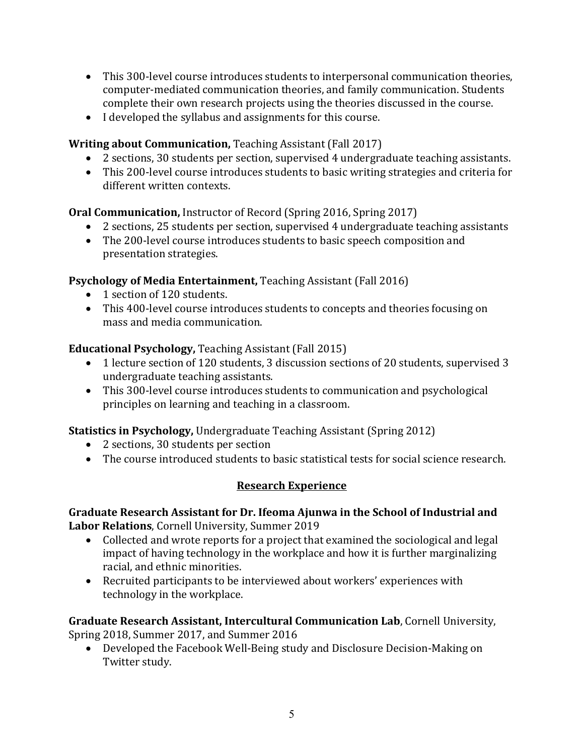- This 300-level course introduces students to interpersonal communication theories, computer-mediated communication theories, and family communication. Students complete their own research projects using the theories discussed in the course.
- I developed the syllabus and assignments for this course.

**Writing about Communication,** Teaching Assistant (Fall 2017)

- 2 sections, 30 students per section, supervised 4 undergraduate teaching assistants.
- This 200-level course introduces students to basic writing strategies and criteria for different written contexts.

**Oral Communication,** Instructor of Record (Spring 2016, Spring 2017)

- 2 sections, 25 students per section, supervised 4 undergraduate teaching assistants
- The 200-level course introduces students to basic speech composition and presentation strategies.

**Psychology of Media Entertainment,** Teaching Assistant (Fall 2016)

- 1 section of 120 students.
- This 400-level course introduces students to concepts and theories focusing on mass and media communication.

**Educational Psychology,** Teaching Assistant (Fall 2015)

- 1 lecture section of 120 students, 3 discussion sections of 20 students, supervised 3 undergraduate teaching assistants.
- This 300-level course introduces students to communication and psychological principles on learning and teaching in a classroom.

**Statistics in Psychology,** Undergraduate Teaching Assistant (Spring 2012)

- 2 sections, 30 students per section
- The course introduced students to basic statistical tests for social science research.

## Research Experience

**Graduate Research Assistant for Dr. Ifeoma Ajunwa in the School of Industrial and Labor Relations**, Cornell University, Summer 2019

- Collected and wrote reports for a project that examined the sociological and legal impact of having technology in the workplace and how it is further marginalizing racial, and ethnic minorities.
- Recruited participants to be interviewed about workers' experiences with technology in the workplace.

**Graduate Research Assistant, Intercultural Communication Lab**, Cornell University, Spring 2018, Summer 2017, and Summer 2016

- Developed the Facebook Well-Being study and Disclosure Decision-Making on Twitter study.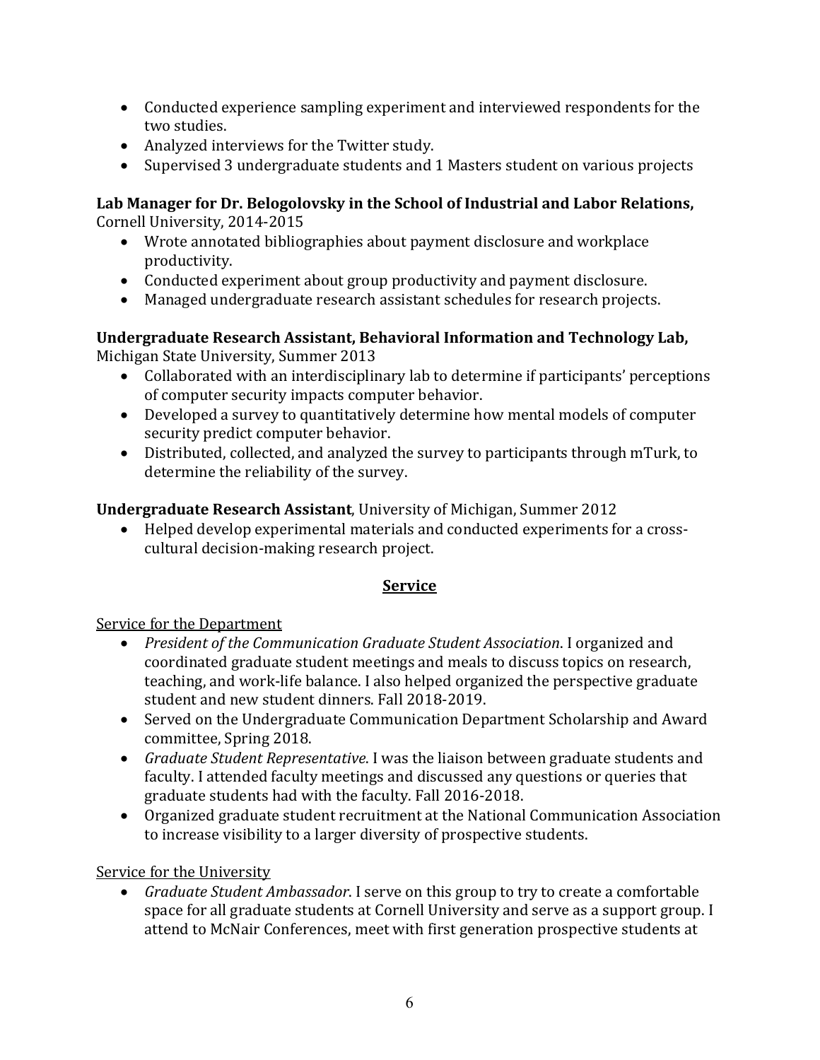- Conducted experience sampling experiment and interviewed respondents for the two studies.
- Analyzed interviews for the Twitter study.
- Supervised 3 undergraduate students and 1 Masters student on various projects

**Lab Manager for Dr. Belogolovsky in the School of Industrial and Labor Relations,** Cornell University, 2014-2015

- Wrote annotated bibliographies about payment disclosure and workplace productivity.
- Conducted experiment about group productivity and payment disclosure.
- Managed undergraduate research assistant schedules for research projects.

**Undergraduate Research Assistant, Behavioral Information and Technology Lab,** Michigan State University, Summer 2013

- Collaborated with an interdisciplinary lab to determine if participants' perceptions of computer security impacts computer behavior.
- Developed a survey to quantitatively determine how mental models of computer security predict computer behavior.
- Distributed, collected, and analyzed the survey to participants through mTurk, to determine the reliability of the survey.

**Undergraduate Research Assistant**, University of Michigan, Summer 2012

- Helped develop experimental materials and conducted experiments for a cross-cultural decision-making research project.

## Service

Service for the Department

- *President of the Communication Graduate Student Association*. I organized and coordinated graduate student meetings and meals to discuss topics on research, teaching, and work-life balance. I also helped organized the perspective graduate student and new student dinners. Fall 2018-2019.
- Served on the Undergraduate Communication Department Scholarship and Award committee, Spring 2018.
- *Graduate Student Representative*. I was the liaison between graduate students and faculty. I attended faculty meetings and discussed any questions or queries that graduate students had with the faculty. Fall 2016-2018.
- Organized graduate student recruitment at the National Communication Association to increase visibility to a larger diversity of prospective students.

Service for the University

- *Graduate Student Ambassador*. I serve on this group to try to create a comfortable space for all graduate students at Cornell University and serve as a support group. I attend to McNair Conferences, meet with first generation prospective students at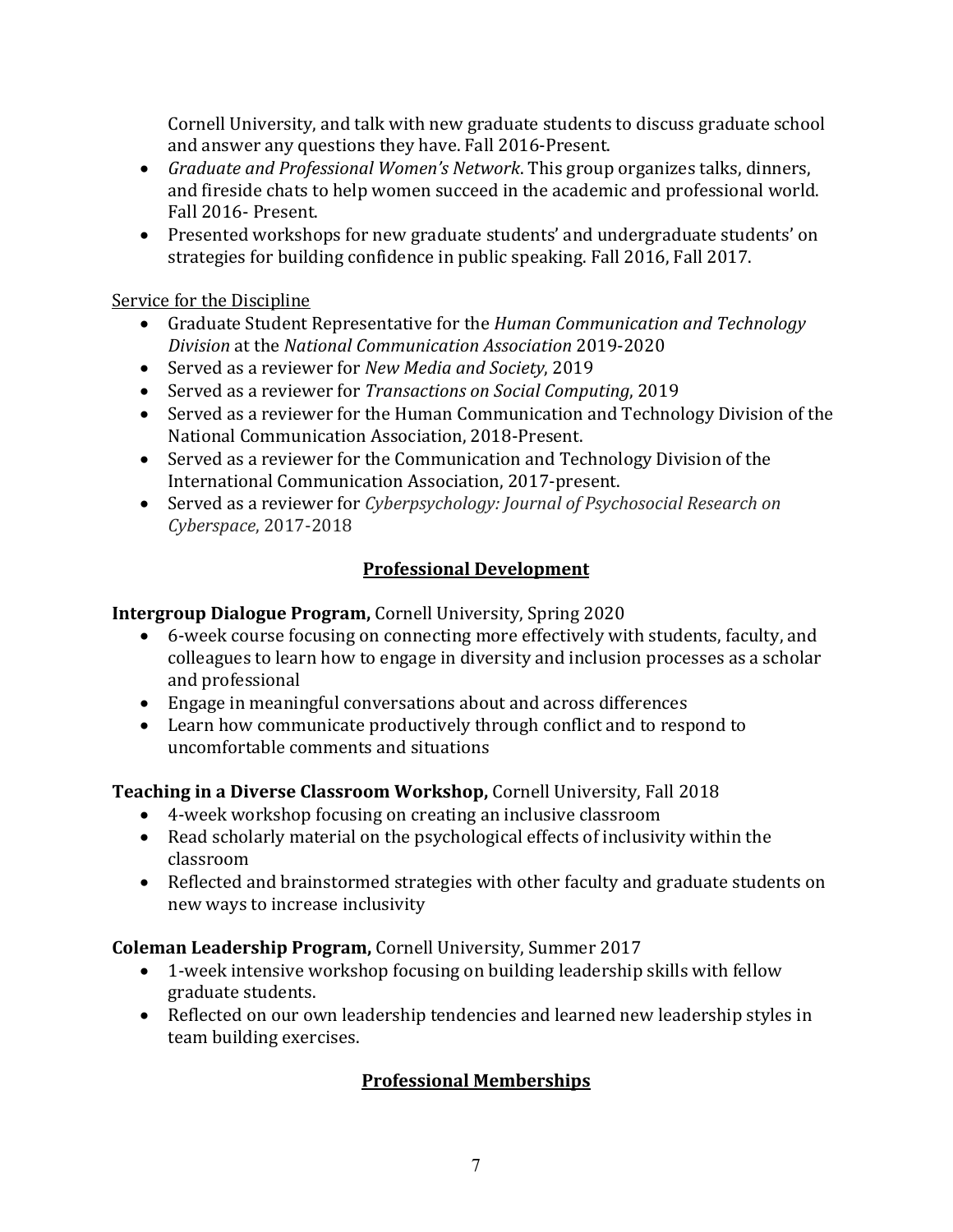Cornell University, and talk with new graduate students to discuss graduate school and answer any questions they have. Fall 2016-Present.

- *Graduate and Professional Women's Network*. This group organizes talks, dinners, and fireside chats to help women succeed in the academic and professional world. Fall 2016- Present.
- Presented workshops for new graduate students' and undergraduate students' on strategies for building confidence in public speaking. Fall 2016, Fall 2017.

<u>Service for the Discipline</u>

- Graduate Student Representative for the *Human Communication and Technology Division* at the *National Communication Association* 2019-2020
- Served as a reviewer for *New Media and Society*, 2019
- Served as a reviewer for *Transactions on Social Computing*, 2019
- Served as a reviewer for the Human Communication and Technology Division of the National Communication Association, 2018-Present.
- Served as a reviewer for the Communication and Technology Division of the International Communication Association, 2017-present.
- Served as a reviewer for *Cyberpsychology: Journal of Psychosocial Research on Cyberspace*, 2017-2018

## Professional Development

**Intergroup Dialogue Program,** Cornell University, Spring 2020

- 6-week course focusing on connecting more effectively with students, faculty, and colleagues to learn how to engage in diversity and inclusion processes as a scholar and professional
- Engage in meaningful conversations about and across differences
- Learn how communicate productively through conflict and to respond to uncomfortable comments and situations

**Teaching in a Diverse Classroom Workshop,** Cornell University, Fall 2018

- 4-week workshop focusing on creating an inclusive classroom
- Read scholarly material on the psychological effects of inclusivity within the classroom
- Reflected and brainstormed strategies with other faculty and graduate students on new ways to increase inclusivity

**Coleman Leadership Program,** Cornell University, Summer 2017

- 1-week intensive workshop focusing on building leadership skills with fellow graduate students.
- Reflected on our own leadership tendencies and learned new leadership styles in team building exercises.

## Professional Memberships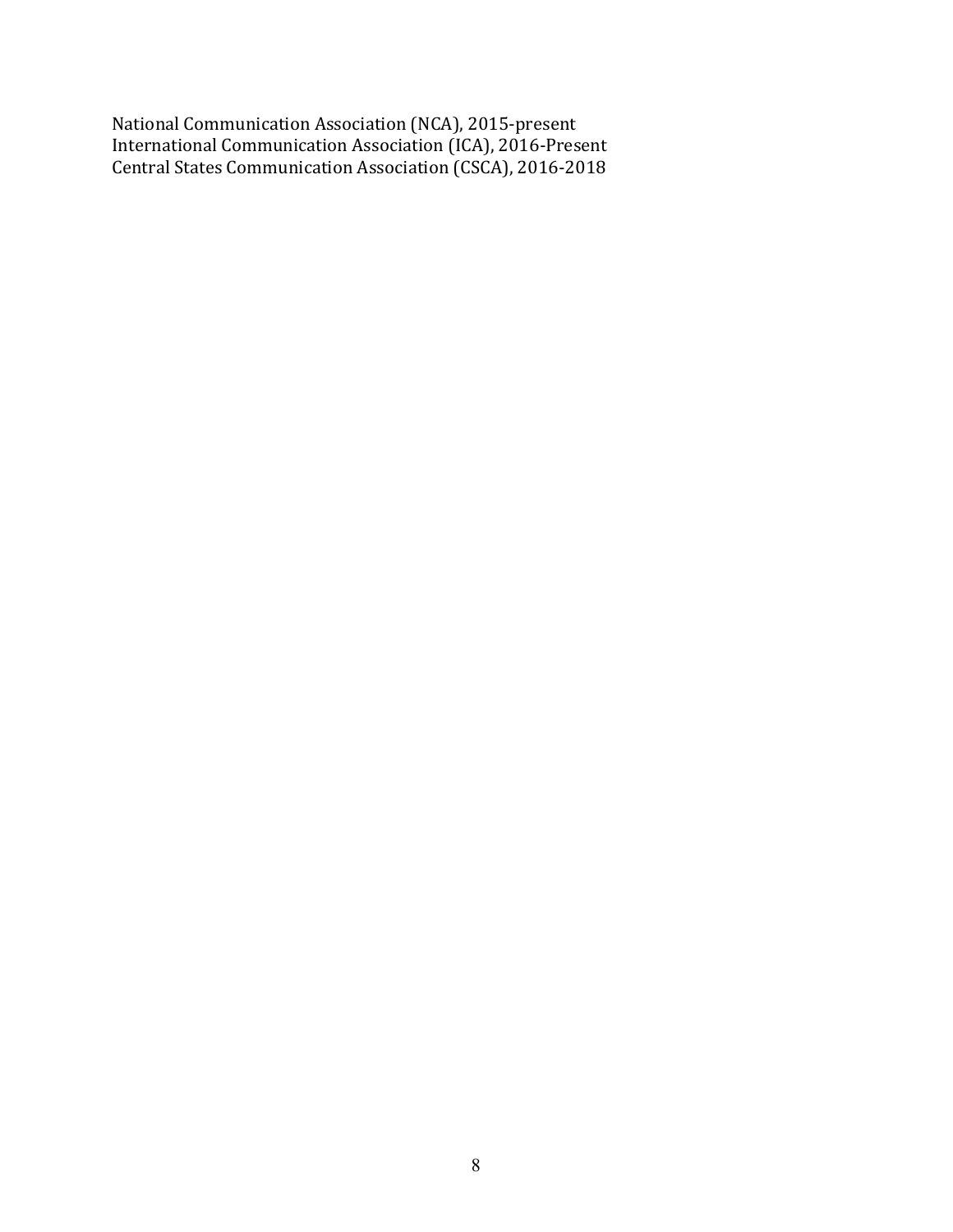National Communication Association (NCA), 2015-present
International Communication Association (ICA), 2016-Present
Central States Communication Association (CSCA), 2016-2018